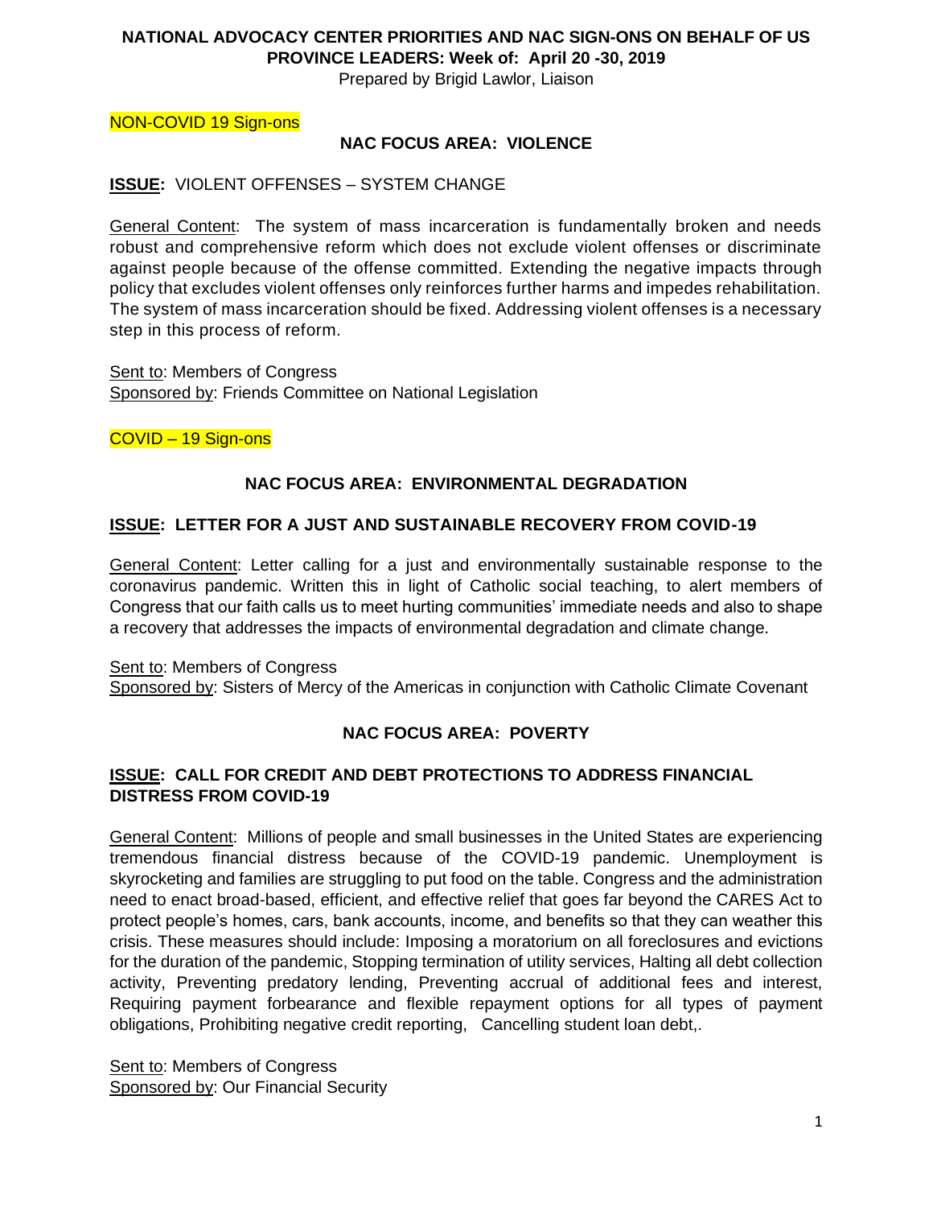# NATIONAL ADVOCACY CENTER PRIORITIES AND NAC SIGN-ONS ON BEHALF OF US PROVINCE LEADERS: Week of: April 20 -30, 2019

Prepared by Brigid Lawlor, Liaison

NON-COVID 19 Sign-ons

## NAC FOCUS AREA: VIOLENCE

**ISSUE:** VIOLENT OFFENSES – SYSTEM CHANGE

General Content: The system of mass incarceration is fundamentally broken and needs robust and comprehensive reform which does not exclude violent offenses or discriminate against people because of the offense committed. Extending the negative impacts through policy that excludes violent offenses only reinforces further harms and impedes rehabilitation. The system of mass incarceration should be fixed. Addressing violent offenses is a necessary step in this process of reform.

Sent to: Members of Congress
Sponsored by: Friends Committee on National Legislation

COVID – 19 Sign-ons

## NAC FOCUS AREA: ENVIRONMENTAL DEGRADATION

**ISSUE: LETTER FOR A JUST AND SUSTAINABLE RECOVERY FROM COVID-19**

General Content: Letter calling for a just and environmentally sustainable response to the coronavirus pandemic. Written this in light of Catholic social teaching, to alert members of Congress that our faith calls us to meet hurting communities' immediate needs and also to shape a recovery that addresses the impacts of environmental degradation and climate change.

Sent to: Members of Congress
Sponsored by: Sisters of Mercy of the Americas in conjunction with Catholic Climate Covenant

## NAC FOCUS AREA: POVERTY

**ISSUE: CALL FOR CREDIT AND DEBT PROTECTIONS TO ADDRESS FINANCIAL DISTRESS FROM COVID-19**

General Content: Millions of people and small businesses in the United States are experiencing tremendous financial distress because of the COVID-19 pandemic. Unemployment is skyrocketing and families are struggling to put food on the table. Congress and the administration need to enact broad-based, efficient, and effective relief that goes far beyond the CARES Act to protect people's homes, cars, bank accounts, income, and benefits so that they can weather this crisis. These measures should include: Imposing a moratorium on all foreclosures and evictions for the duration of the pandemic, Stopping termination of utility services, Halting all debt collection activity, Preventing predatory lending, Preventing accrual of additional fees and interest, Requiring payment forbearance and flexible repayment options for all types of payment obligations, Prohibiting negative credit reporting, Cancelling student loan debt,.

Sent to: Members of Congress
Sponsored by: Our Financial Security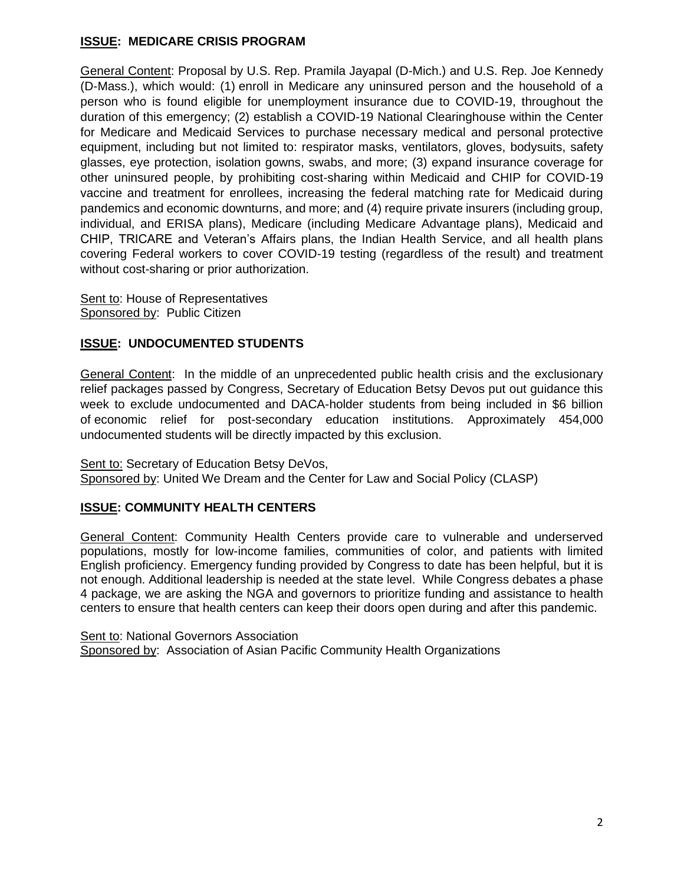## **ISSUE: MEDICARE CRISIS PROGRAM**

General Content: Proposal by U.S. Rep. Pramila Jayapal (D-Mich.) and U.S. Rep. Joe Kennedy (D-Mass.), which would: (1) enroll in Medicare any uninsured person and the household of a person who is found eligible for unemployment insurance due to COVID-19, throughout the duration of this emergency; (2) establish a COVID-19 National Clearinghouse within the Center for Medicare and Medicaid Services to purchase necessary medical and personal protective equipment, including but not limited to: respirator masks, ventilators, gloves, bodysuits, safety glasses, eye protection, isolation gowns, swabs, and more; (3) expand insurance coverage for other uninsured people, by prohibiting cost-sharing within Medicaid and CHIP for COVID-19 vaccine and treatment for enrollees, increasing the federal matching rate for Medicaid during pandemics and economic downturns, and more; and (4) require private insurers (including group, individual, and ERISA plans), Medicare (including Medicare Advantage plans), Medicaid and CHIP, TRICARE and Veteran's Affairs plans, the Indian Health Service, and all health plans covering Federal workers to cover COVID-19 testing (regardless of the result) and treatment without cost-sharing or prior authorization.

Sent to: House of Representatives
Sponsored by: Public Citizen

## **ISSUE: UNDOCUMENTED STUDENTS**

General Content: In the middle of an unprecedented public health crisis and the exclusionary relief packages passed by Congress, Secretary of Education Betsy Devos put out guidance this week to exclude undocumented and DACA-holder students from being included in $6 billion of economic relief for post-secondary education institutions. Approximately 454,000 undocumented students will be directly impacted by this exclusion.

Sent to: Secretary of Education Betsy DeVos,
Sponsored by: United We Dream and the Center for Law and Social Policy (CLASP)

## **ISSUE: COMMUNITY HEALTH CENTERS**

General Content: Community Health Centers provide care to vulnerable and underserved populations, mostly for low-income families, communities of color, and patients with limited English proficiency. Emergency funding provided by Congress to date has been helpful, but it is not enough. Additional leadership is needed at the state level. While Congress debates a phase 4 package, we are asking the NGA and governors to prioritize funding and assistance to health centers to ensure that health centers can keep their doors open during and after this pandemic.

Sent to: National Governors Association
Sponsored by: Association of Asian Pacific Community Health Organizations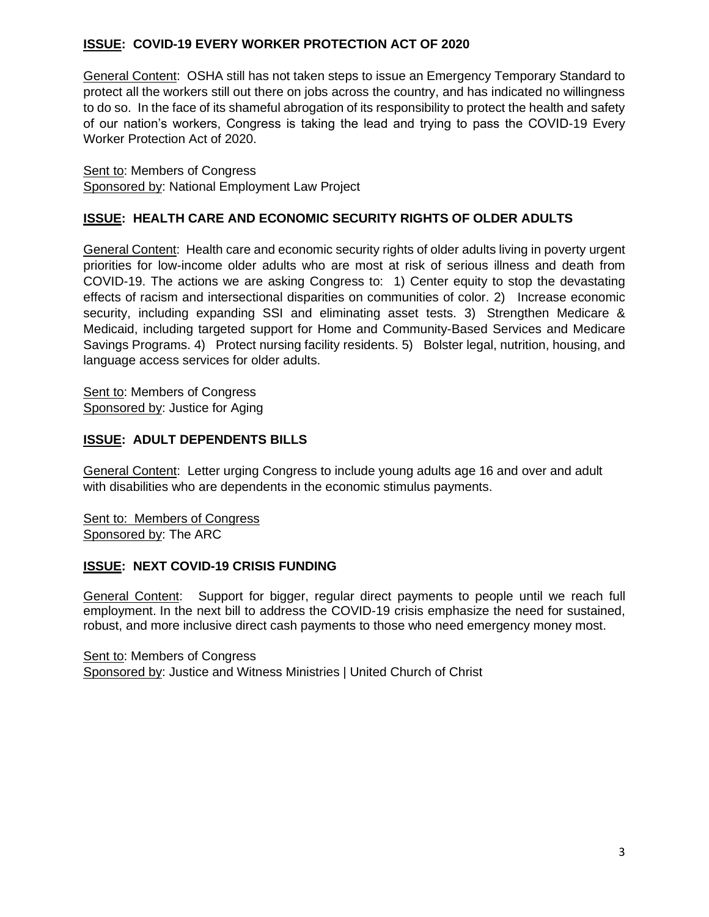## ISSUE: COVID-19 EVERY WORKER PROTECTION ACT OF 2020

General Content: OSHA still has not taken steps to issue an Emergency Temporary Standard to protect all the workers still out there on jobs across the country, and has indicated no willingness to do so. In the face of its shameful abrogation of its responsibility to protect the health and safety of our nation's workers, Congress is taking the lead and trying to pass the COVID-19 Every Worker Protection Act of 2020.

Sent to: Members of Congress
Sponsored by: National Employment Law Project

## ISSUE: HEALTH CARE AND ECONOMIC SECURITY RIGHTS OF OLDER ADULTS

General Content: Health care and economic security rights of older adults living in poverty urgent priorities for low-income older adults who are most at risk of serious illness and death from COVID-19. The actions we are asking Congress to: 1) Center equity to stop the devastating effects of racism and intersectional disparities on communities of color. 2) Increase economic security, including expanding SSI and eliminating asset tests. 3) Strengthen Medicare & Medicaid, including targeted support for Home and Community-Based Services and Medicare Savings Programs. 4) Protect nursing facility residents. 5) Bolster legal, nutrition, housing, and language access services for older adults.

Sent to: Members of Congress
Sponsored by: Justice for Aging

## ISSUE: ADULT DEPENDENTS BILLS

General Content: Letter urging Congress to include young adults age 16 and over and adult with disabilities who are dependents in the economic stimulus payments.

Sent to: Members of Congress
Sponsored by: The ARC

## ISSUE: NEXT COVID-19 CRISIS FUNDING

General Content: Support for bigger, regular direct payments to people until we reach full employment. In the next bill to address the COVID-19 crisis emphasize the need for sustained, robust, and more inclusive direct cash payments to those who need emergency money most.

Sent to: Members of Congress
Sponsored by: Justice and Witness Ministries | United Church of Christ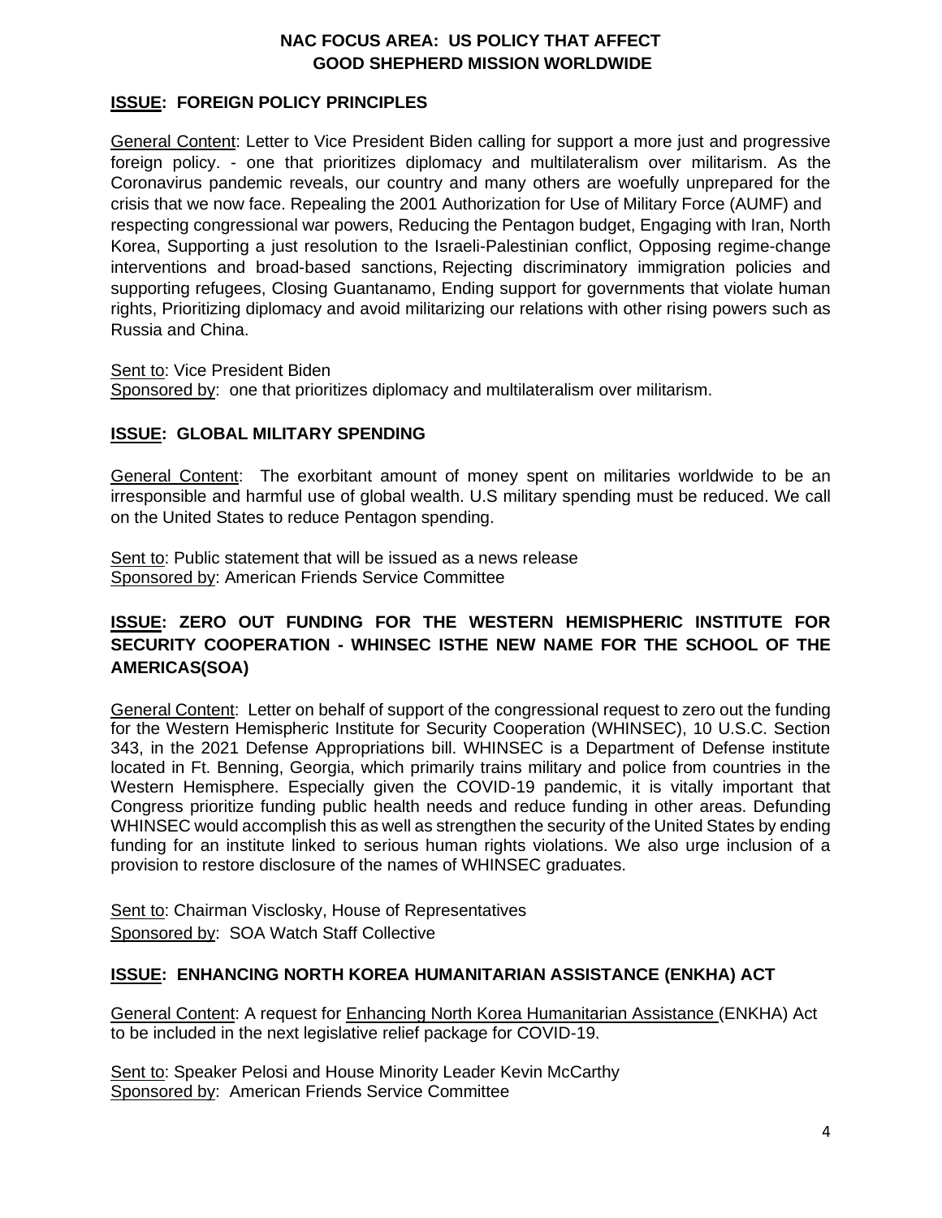## NAC FOCUS AREA: US POLICY THAT AFFECT GOOD SHEPHERD MISSION WORLDWIDE

### ISSUE: FOREIGN POLICY PRINCIPLES

General Content: Letter to Vice President Biden calling for support a more just and progressive foreign policy. - one that prioritizes diplomacy and multilateralism over militarism. As the Coronavirus pandemic reveals, our country and many others are woefully unprepared for the crisis that we now face. Repealing the 2001 Authorization for Use of Military Force (AUMF) and respecting congressional war powers, Reducing the Pentagon budget, Engaging with Iran, North Korea, Supporting a just resolution to the Israeli-Palestinian conflict, Opposing regime-change interventions and broad-based sanctions, Rejecting discriminatory immigration policies and supporting refugees, Closing Guantanamo, Ending support for governments that violate human rights, Prioritizing diplomacy and avoid militarizing our relations with other rising powers such as Russia and China.

Sent to: Vice President Biden
Sponsored by: one that prioritizes diplomacy and multilateralism over militarism.

### ISSUE: GLOBAL MILITARY SPENDING

General Content: The exorbitant amount of money spent on militaries worldwide to be an irresponsible and harmful use of global wealth. U.S military spending must be reduced. We call on the United States to reduce Pentagon spending.

Sent to: Public statement that will be issued as a news release
Sponsored by: American Friends Service Committee

### ISSUE: ZERO OUT FUNDING FOR THE WESTERN HEMISPHERIC INSTITUTE FOR SECURITY COOPERATION - WHINSEC ISTHE NEW NAME FOR THE SCHOOL OF THE AMERICAS(SOA)

General Content: Letter on behalf of support of the congressional request to zero out the funding for the Western Hemispheric Institute for Security Cooperation (WHINSEC), 10 U.S.C. Section 343, in the 2021 Defense Appropriations bill. WHINSEC is a Department of Defense institute located in Ft. Benning, Georgia, which primarily trains military and police from countries in the Western Hemisphere. Especially given the COVID-19 pandemic, it is vitally important that Congress prioritize funding public health needs and reduce funding in other areas. Defunding WHINSEC would accomplish this as well as strengthen the security of the United States by ending funding for an institute linked to serious human rights violations. We also urge inclusion of a provision to restore disclosure of the names of WHINSEC graduates.

Sent to: Chairman Visclosky, House of Representatives
Sponsored by: SOA Watch Staff Collective

### ISSUE: ENHANCING NORTH KOREA HUMANITARIAN ASSISTANCE (ENKHA) ACT

General Content: A request for Enhancing North Korea Humanitarian Assistance (ENKHA) Act to be included in the next legislative relief package for COVID-19.

Sent to: Speaker Pelosi and House Minority Leader Kevin McCarthy
Sponsored by: American Friends Service Committee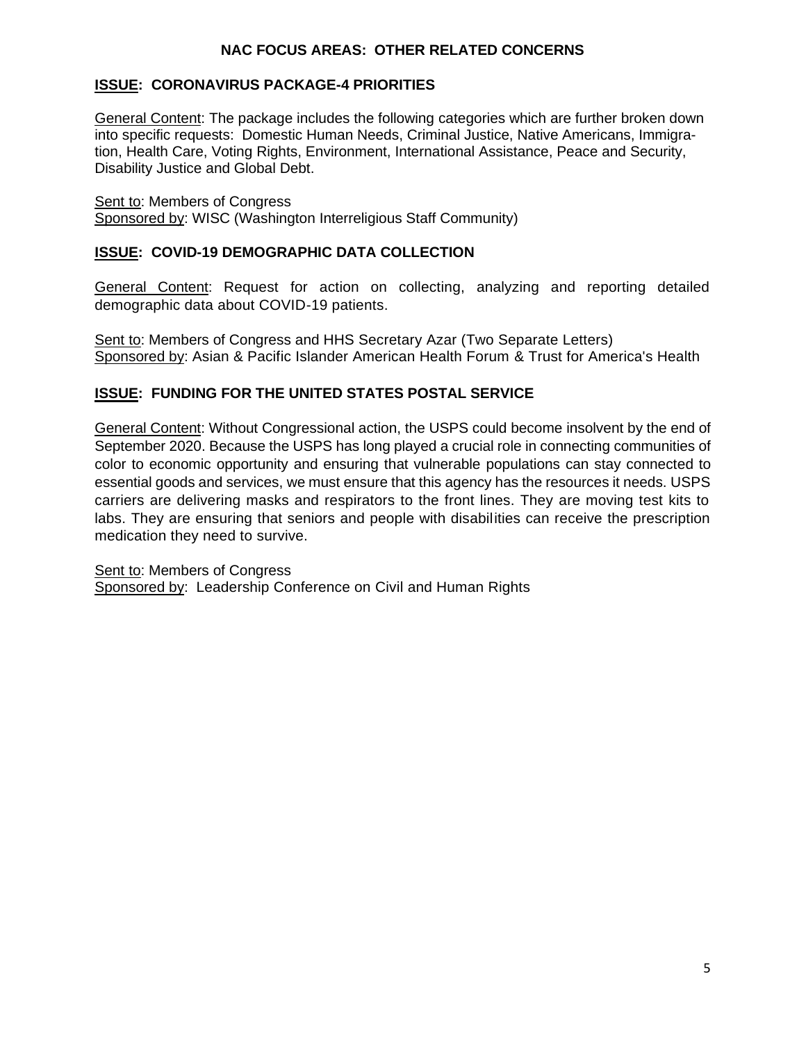## NAC FOCUS AREAS: OTHER RELATED CONCERNS

### ISSUE: CORONAVIRUS PACKAGE-4 PRIORITIES

General Content: The package includes the following categories which are further broken down into specific requests: Domestic Human Needs, Criminal Justice, Native Americans, Immigration, Health Care, Voting Rights, Environment, International Assistance, Peace and Security, Disability Justice and Global Debt.

Sent to: Members of Congress
Sponsored by: WISC (Washington Interreligious Staff Community)

### ISSUE: COVID-19 DEMOGRAPHIC DATA COLLECTION

General Content: Request for action on collecting, analyzing and reporting detailed demographic data about COVID-19 patients.

Sent to: Members of Congress and HHS Secretary Azar (Two Separate Letters)
Sponsored by: Asian & Pacific Islander American Health Forum & Trust for America's Health

### ISSUE: FUNDING FOR THE UNITED STATES POSTAL SERVICE

General Content: Without Congressional action, the USPS could become insolvent by the end of September 2020. Because the USPS has long played a crucial role in connecting communities of color to economic opportunity and ensuring that vulnerable populations can stay connected to essential goods and services, we must ensure that this agency has the resources it needs. USPS carriers are delivering masks and respirators to the front lines. They are moving test kits to labs. They are ensuring that seniors and people with disabilities can receive the prescription medication they need to survive.

Sent to: Members of Congress
Sponsored by: Leadership Conference on Civil and Human Rights